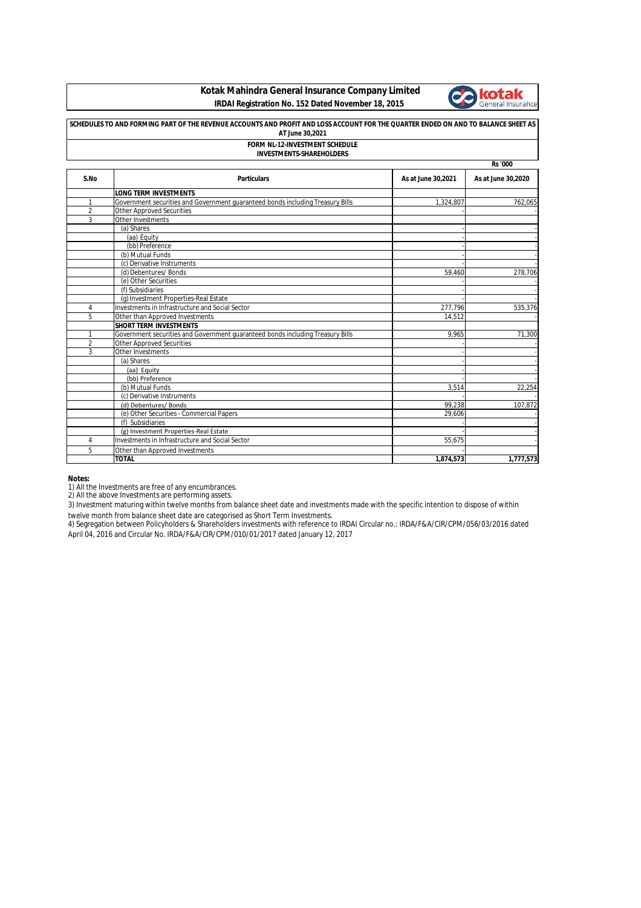# Kotak Mahindra General Insurance Company Limited

**IRDAI Registration No. 152 Dated November 18, 2015**

**SCHEDULES TO AND FORMING PART OF THE REVENUE ACCOUNTS AND PROFIT AND LOSS ACCOUNT FOR THE QUARTER ENDED ON AND TO BALANCE SHEET AS AT June 30,2021**

**FORM NL-12-INVESTMENT SCHEDULE**
**INVESTMENTS-SHAREHOLDERS**

Rs '000

| S.No | Particulars | As at June 30,2021 | As at June 30,2020 |
|---|---|---|---|
| | **LONG TERM INVESTMENTS** | | |
| 1 | Government securities and Government guaranteed bonds including Treasury Bills | 1,324,807 | 762,065 |
| 2 | Other Approved Securities | - | - |
| 3 | Other Investments | | |
| | (a) Shares | - | - |
| | (aa) Equity | - | - |
| | (bb) Preference | - | - |
| | (b) Mutual Funds | - | - |
| | (c) Derivative Instruments | - | - |
| | (d) Debentures/ Bonds | 59,460 | 278,706 |
| | (e) Other Securities | - | - |
| | (f) Subsidiaries | - | - |
| | (g) Investment Properties-Real Estate | - | - |
| 4 | Investments in Infrastructure and Social Sector | 277,796 | 535,376 |
| 5 | Other than Approved Investments | 14,512 | - |
| | **SHORT TERM INVESTMENTS** | | |
| 1 | Government securities and Government guaranteed bonds including Treasury Bills | 9,965 | 71,300 |
| 2 | Other Approved Securities | - | - |
| 3 | Other Investments | - | - |
| | (a) Shares | - | - |
| | (aa) Equity | - | - |
| | (bb) Preference | - | - |
| | (b) Mutual Funds | 3,514 | 22,254 |
| | (c) Derivative Instruments | - | - |
| | (d) Debentures/ Bonds | 99,238 | 107,872 |
| | (e) Other Securities - Commercial Papers | 29,606 | - |
| | (f) Subsidiaries | - | - |
| | (g) Investment Properties-Real Estate | - | - |
| 4 | Investments in Infrastructure and Social Sector | 55,675 | - |
| 5 | Other than Approved Investments | - | - |
| | **TOTAL** | **1,874,573** | **1,777,573** |

**Notes:**

1) All the Investments are free of any encumbrances.
2) All the above Investments are performing assets.
3) Investment maturing within twelve months from balance sheet date and investments made with the specific intention to dispose of within twelve month from balance sheet date are categorised as Short Term Investments.
4) Segregation between Policyholders & Shareholders investments with reference to IRDAI Circular no.: IRDA/F&A/CIR/CPM/056/03/2016 dated April 04, 2016 and Circular No. IRDA/F&A/CIR/CPM/010/01/2017 dated January 12, 2017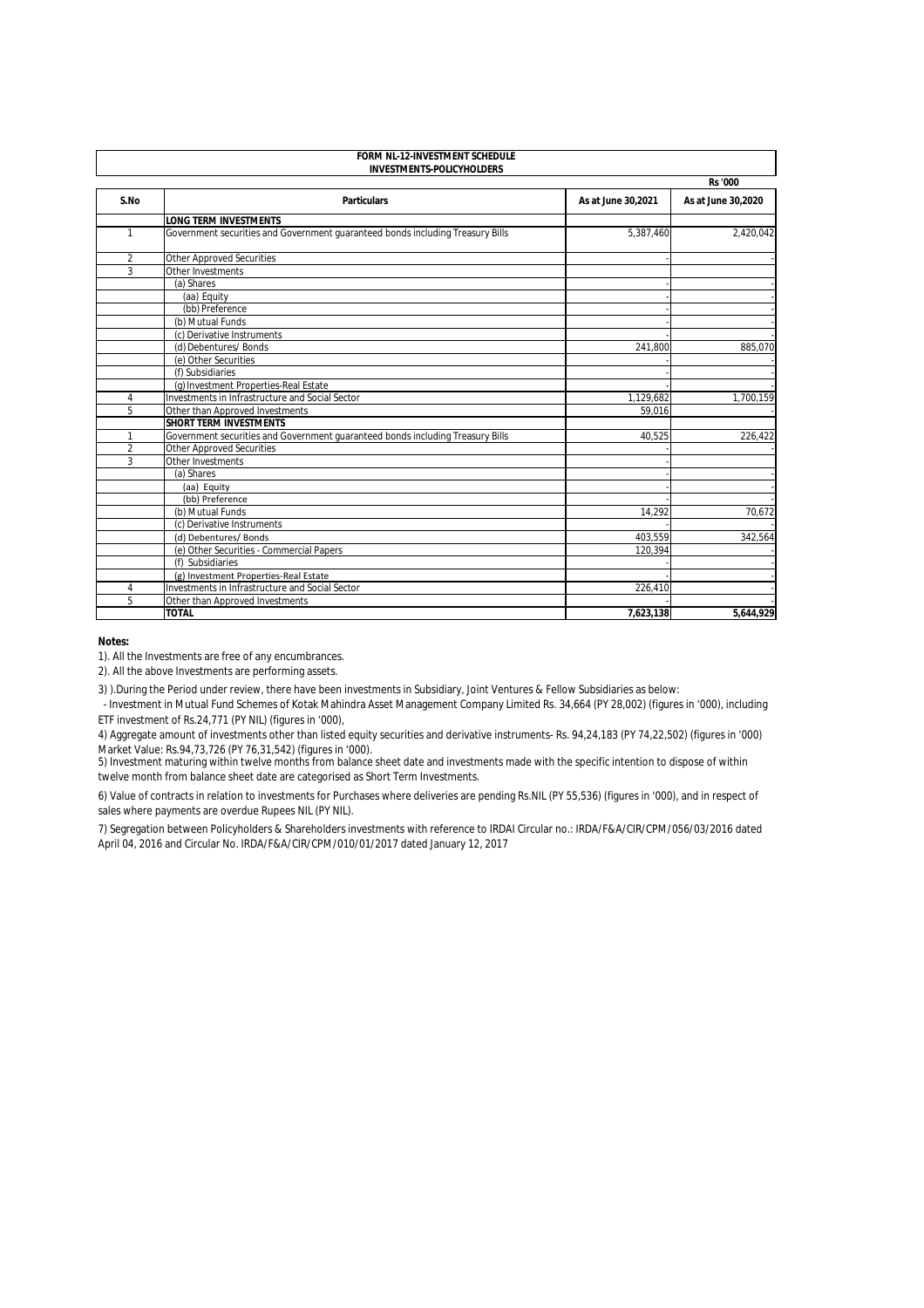# FORM NL-12-INVESTMENT SCHEDULE

## INVESTMENTS-POLICYHOLDERS

Rs '000

| S.No | Particulars | As at June 30,2021 | As at June 30,2020 |
|---|---|---|---|
| | **LONG TERM INVESTMENTS** | | |
| 1 | Government securities and Government guaranteed bonds including Treasury Bills | 5,387,460 | 2,420,042 |
| 2 | Other Approved Securities | - | - |
| 3 | Other Investments | | |
| | (a) Shares | - | - |
| | (aa) Equity | - | - |
| | (bb) Preference | - | - |
| | (b) Mutual Funds | - | - |
| | (c) Derivative Instruments | - | - |
| | (d) Debentures/ Bonds | 241,800 | 885,070 |
| | (e) Other Securities | - | - |
| | (f) Subsidiaries | - | - |
| | (g) Investment Properties-Real Estate | - | - |
| 4 | Investments in Infrastructure and Social Sector | 1,129,682 | 1,700,159 |
| 5 | Other than Approved Investments | 59,016 | - |
| | **SHORT TERM INVESTMENTS** | | |
| 1 | Government securities and Government guaranteed bonds including Treasury Bills | 40,525 | 226,422 |
| 2 | Other Approved Securities | - | - |
| 3 | Other Investments | - | |
| | (a) Shares | - | - |
| | (aa) Equity | - | - |
| | (bb) Preference | - | - |
| | (b) Mutual Funds | 14,292 | 70,672 |
| | (c) Derivative Instruments | - | - |
| | (d) Debentures/ Bonds | 403,559 | 342,564 |
| | (e) Other Securities - Commercial Papers | 120,394 | - |
| | (f) Subsidiaries | - | - |
| | (g) Investment Properties-Real Estate | - | - |
| 4 | Investments in Infrastructure and Social Sector | 226,410 | - |
| 5 | Other than Approved Investments | - | - |
| | **TOTAL** | **7,623,138** | **5,644,929** |

**Notes:**

1). All the Investments are free of any encumbrances.

2). All the above Investments are performing assets.

3) ).During the Period under review, there have been investments in Subsidiary, Joint Ventures & Fellow Subsidiaries as below:
 - Investment in Mutual Fund Schemes of Kotak Mahindra Asset Management Company Limited Rs. 34,664 (PY 28,002) (figures in '000), including ETF investment of Rs.24,771 (PY NIL) (figures in '000),

4) Aggregate amount of investments other than listed equity securities and derivative instruments- Rs. 94,24,183 (PY 74,22,502) (figures in '000) Market Value: Rs.94,73,726 (PY 76,31,542) (figures in '000).

5) Investment maturing within twelve months from balance sheet date and investments made with the specific intention to dispose of within twelve month from balance sheet date are categorised as Short Term Investments.

6) Value of contracts in relation to investments for Purchases where deliveries are pending Rs.NIL (PY 55,536) (figures in '000), and in respect of sales where payments are overdue Rupees NIL (PY NIL).

7) Segregation between Policyholders & Shareholders investments with reference to IRDAI Circular no.: IRDA/F&A/CIR/CPM/056/03/2016 dated April 04, 2016 and Circular No. IRDA/F&A/CIR/CPM/010/01/2017 dated January 12, 2017